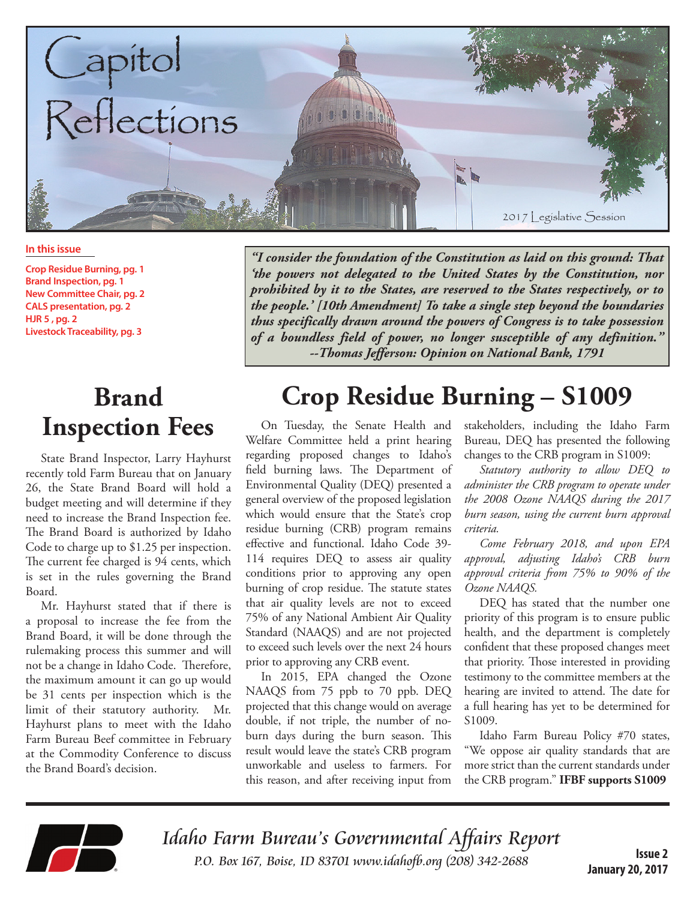# Capitol Reflections

2017 Legislative Session

**In this issue**

- Crop Residue Burning, pg. 1
- Brand Inspection, pg. 1
- New Committee Chair, pg. 2
- CALS presentation, pg. 2
- HJR 5 , pg. 2
- Livestock Traceability, pg. 3

***"I consider the foundation of the Constitution as laid on this ground: That 'the powers not delegated to the United States by the Constitution, nor prohibited by it to the States, are reserved to the States respectively, or to the people.' [10th Amendment] To take a single step beyond the boundaries thus specifically drawn around the powers of Congress is to take possession of a boundless field of power, no longer susceptible of any definition." --Thomas Jefferson: Opinion on National Bank, 1791***

## Brand Inspection Fees

State Brand Inspector, Larry Hayhurst recently told Farm Bureau that on January 26, the State Brand Board will hold a budget meeting and will determine if they need to increase the Brand Inspection fee. The Brand Board is authorized by Idaho Code to charge up to $1.25 per inspection. The current fee charged is 94 cents, which is set in the rules governing the Brand Board.

Mr. Hayhurst stated that if there is a proposal to increase the fee from the Brand Board, it will be done through the rulemaking process this summer and will not be a change in Idaho Code. Therefore, the maximum amount it can go up would be 31 cents per inspection which is the limit of their statutory authority. Mr. Hayhurst plans to meet with the Idaho Farm Bureau Beef committee in February at the Commodity Conference to discuss the Brand Board's decision.

## Crop Residue Burning – S1009

On Tuesday, the Senate Health and Welfare Committee held a print hearing regarding proposed changes to Idaho's field burning laws. The Department of Environmental Quality (DEQ) presented a general overview of the proposed legislation which would ensure that the State's crop residue burning (CRB) program remains effective and functional. Idaho Code 39-114 requires DEQ to assess air quality conditions prior to approving any open burning of crop residue. The statute states that air quality levels are not to exceed 75% of any National Ambient Air Quality Standard (NAAQS) and are not projected to exceed such levels over the next 24 hours prior to approving any CRB event.

In 2015, EPA changed the Ozone NAAQS from 75 ppb to 70 ppb. DEQ projected that this change would on average double, if not triple, the number of no-burn days during the burn season. This result would leave the state's CRB program unworkable and useless to farmers. For this reason, and after receiving input from stakeholders, including the Idaho Farm Bureau, DEQ has presented the following changes to the CRB program in S1009:

*Statutory authority to allow DEQ to administer the CRB program to operate under the 2008 Ozone NAAQS during the 2017 burn season, using the current burn approval criteria.*

*Come February 2018, and upon EPA approval, adjusting Idaho's CRB burn approval criteria from 75% to 90% of the Ozone NAAQS.*

DEQ has stated that the number one priority of this program is to ensure public health, and the department is completely confident that these proposed changes meet that priority. Those interested in providing testimony to the committee members at the hearing are invited to attend. The date for a full hearing has yet to be determined for S1009.

Idaho Farm Bureau Policy #70 states, "We oppose air quality standards that are more strict than the current standards under the CRB program." **IFBF supports S1009**

*Idaho Farm Bureau's Governmental Affairs Report*
*P.O. Box 167, Boise, ID 83701 www.idahofb.org (208) 342-2688*

**Issue 2**
**January 20, 2017**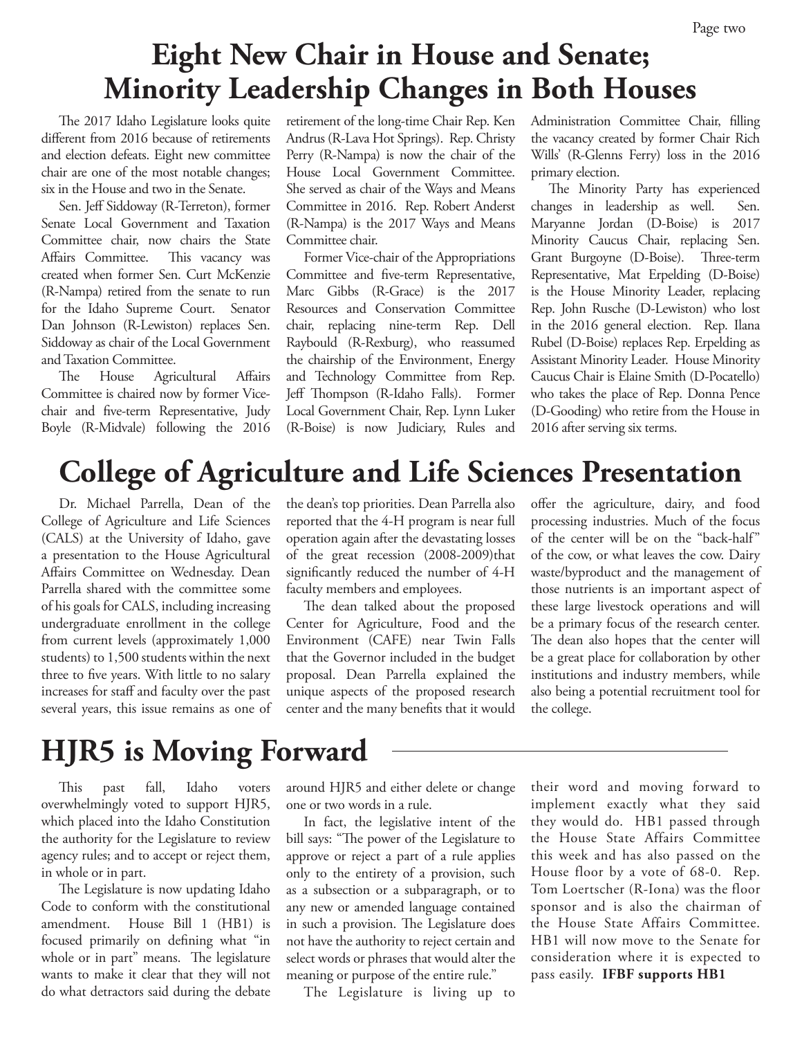# Eight New Chair in House and Senate; Minority Leadership Changes in Both Houses

The 2017 Idaho Legislature looks quite different from 2016 because of retirements and election defeats. Eight new committee chair are one of the most notable changes; six in the House and two in the Senate.

Sen. Jeff Siddoway (R-Terreton), former Senate Local Government and Taxation Committee chair, now chairs the State Affairs Committee. This vacancy was created when former Sen. Curt McKenzie (R-Nampa) retired from the senate to run for the Idaho Supreme Court. Senator Dan Johnson (R-Lewiston) replaces Sen. Siddoway as chair of the Local Government and Taxation Committee.

The House Agricultural Affairs Committee is chaired now by former Vice-chair and five-term Representative, Judy Boyle (R-Midvale) following the 2016 retirement of the long-time Chair Rep. Ken Andrus (R-Lava Hot Springs). Rep. Christy Perry (R-Nampa) is now the chair of the House Local Government Committee. She served as chair of the Ways and Means Committee in 2016. Rep. Robert Anderst (R-Nampa) is the 2017 Ways and Means Committee chair.

Former Vice-chair of the Appropriations Committee and five-term Representative, Marc Gibbs (R-Grace) is the 2017 Resources and Conservation Committee chair, replacing nine-term Rep. Dell Raybould (R-Rexburg), who reassumed the chairship of the Environment, Energy and Technology Committee from Rep. Jeff Thompson (R-Idaho Falls). Former Local Government Chair, Rep. Lynn Luker (R-Boise) is now Judiciary, Rules and Administration Committee Chair, filling the vacancy created by former Chair Rich Wills' (R-Glenns Ferry) loss in the 2016 primary election.

The Minority Party has experienced changes in leadership as well. Sen. Maryanne Jordan (D-Boise) is 2017 Minority Caucus Chair, replacing Sen. Grant Burgoyne (D-Boise). Three-term Representative, Mat Erpelding (D-Boise) is the House Minority Leader, replacing Rep. John Rusche (D-Lewiston) who lost in the 2016 general election. Rep. Ilana Rubel (D-Boise) replaces Rep. Erpelding as Assistant Minority Leader. House Minority Caucus Chair is Elaine Smith (D-Pocatello) who takes the place of Rep. Donna Pence (D-Gooding) who retire from the House in 2016 after serving six terms.

# College of Agriculture and Life Sciences Presentation

Dr. Michael Parrella, Dean of the College of Agriculture and Life Sciences (CALS) at the University of Idaho, gave a presentation to the House Agricultural Affairs Committee on Wednesday. Dean Parrella shared with the committee some of his goals for CALS, including increasing undergraduate enrollment in the college from current levels (approximately 1,000 students) to 1,500 students within the next three to five years. With little to no salary increases for staff and faculty over the past several years, this issue remains as one of the dean's top priorities. Dean Parrella also reported that the 4-H program is near full operation again after the devastating losses of the great recession (2008-2009)that significantly reduced the number of 4-H faculty members and employees.

The dean talked about the proposed Center for Agriculture, Food and the Environment (CAFE) near Twin Falls that the Governor included in the budget proposal. Dean Parrella explained the unique aspects of the proposed research center and the many benefits that it would offer the agriculture, dairy, and food processing industries. Much of the focus of the center will be on the "back-half" of the cow, or what leaves the cow. Dairy waste/byproduct and the management of those nutrients is an important aspect of these large livestock operations and will be a primary focus of the research center. The dean also hopes that the center will be a great place for collaboration by other institutions and industry members, while also being a potential recruitment tool for the college.

# HJR5 is Moving Forward

This past fall, Idaho voters overwhelmingly voted to support HJR5, which placed into the Idaho Constitution the authority for the Legislature to review agency rules; and to accept or reject them, in whole or in part.

The Legislature is now updating Idaho Code to conform with the constitutional amendment. House Bill 1 (HB1) is focused primarily on defining what "in whole or in part" means. The legislature wants to make it clear that they will not do what detractors said during the debate around HJR5 and either delete or change one or two words in a rule.

In fact, the legislative intent of the bill says: "The power of the Legislature to approve or reject a part of a rule applies only to the entirety of a provision, such as a subsection or a subparagraph, or to any new or amended language contained in such a provision. The Legislature does not have the authority to reject certain and select words or phrases that would alter the meaning or purpose of the entire rule."

The Legislature is living up to their word and moving forward to implement exactly what they said they would do. HB1 passed through the House State Affairs Committee this week and has also passed on the House floor by a vote of 68-0. Rep. Tom Loertscher (R-Iona) was the floor sponsor and is also the chairman of the House State Affairs Committee. HB1 will now move to the Senate for consideration where it is expected to pass easily. **IFBF supports HB1**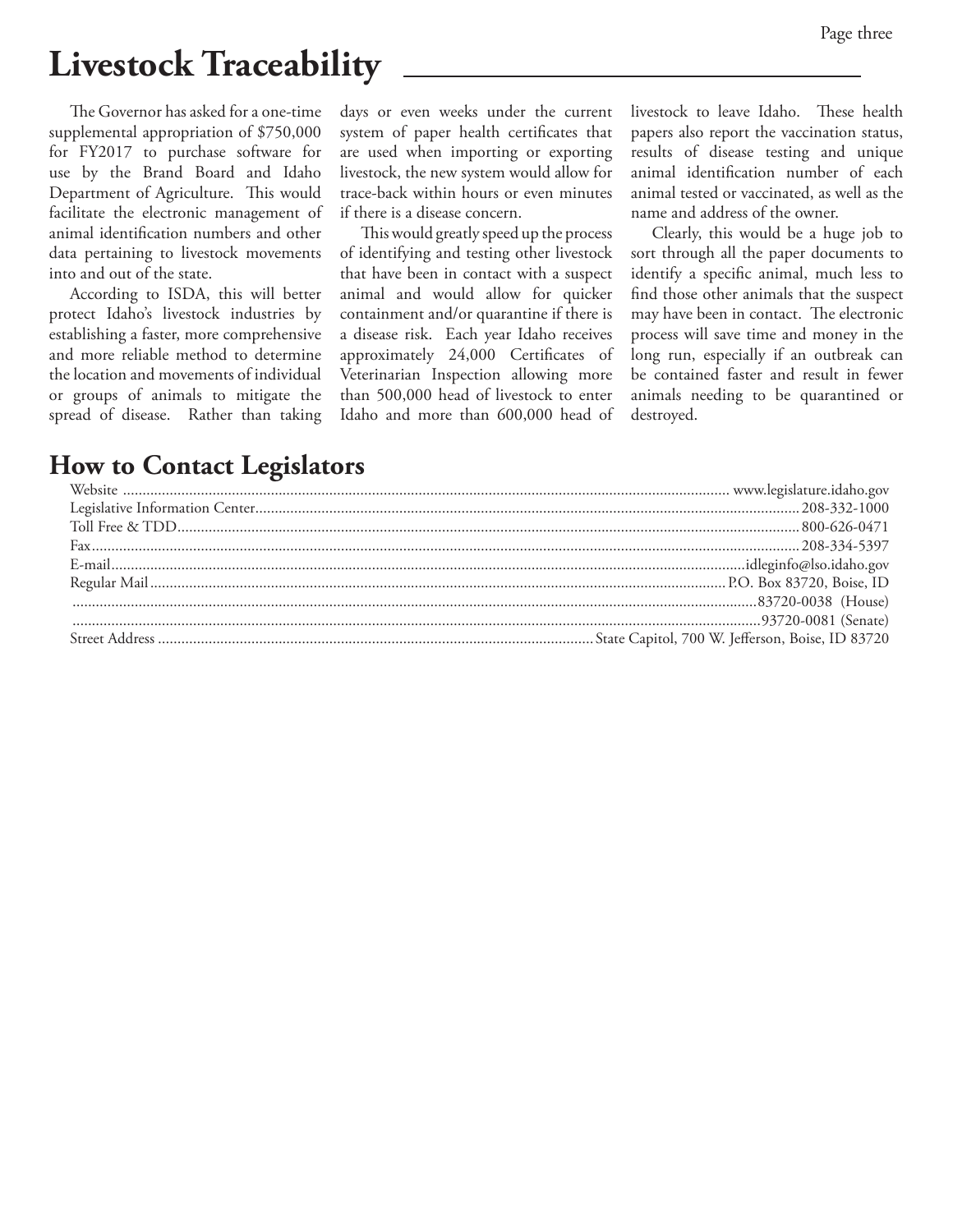## Livestock Traceability

The Governor has asked for a one-time supplemental appropriation of $750,000 for FY2017 to purchase software for use by the Brand Board and Idaho Department of Agriculture. This would facilitate the electronic management of animal identification numbers and other data pertaining to livestock movements into and out of the state.

According to ISDA, this will better protect Idaho's livestock industries by establishing a faster, more comprehensive and more reliable method to determine the location and movements of individual or groups of animals to mitigate the spread of disease. Rather than taking days or even weeks under the current system of paper health certificates that are used when importing or exporting livestock, the new system would allow for trace-back within hours or even minutes if there is a disease concern.

This would greatly speed up the process of identifying and testing other livestock that have been in contact with a suspect animal and would allow for quicker containment and/or quarantine if there is a disease risk. Each year Idaho receives approximately 24,000 Certificates of Veterinarian Inspection allowing more than 500,000 head of livestock to enter Idaho and more than 600,000 head of livestock to leave Idaho. These health papers also report the vaccination status, results of disease testing and unique animal identification number of each animal tested or vaccinated, as well as the name and address of the owner.

Clearly, this would be a huge job to sort through all the paper documents to identify a specific animal, much less to find those other animals that the suspect may have been in contact. The electronic process will save time and money in the long run, especially if an outbreak can be contained faster and result in fewer animals needing to be quarantined or destroyed.

## How to Contact Legislators

Website ........ www.legislature.idaho.gov
Legislative Information Center........ 208-332-1000
Toll Free & TDD........ 800-626-0471
Fax........ 208-334-5397
E-mail........ idleginfo@lso.idaho.gov
Regular Mail........ P.O. Box 83720, Boise, ID
........ 83720-0038 (House)
........ 93720-0081 (Senate)
Street Address ........ State Capitol, 700 W. Jefferson, Boise, ID 83720